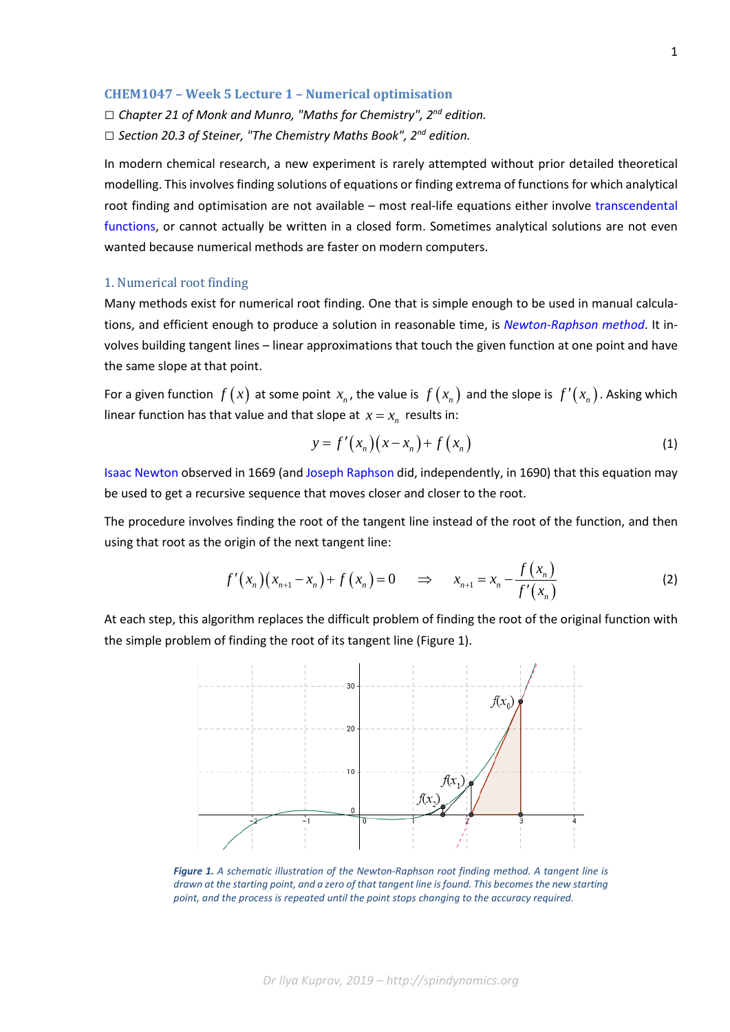## CHEM1047 – Week 5 Lecture 1 – Numerical optimisation

☐ *Chapter 21 of Monk and Munro, "Maths for Chemistry", 2nd edition.*

☐ *Section 20.3 of Steiner, "The Chemistry Maths Book", 2nd edition.*

In modern chemical research, a new experiment is rarely attempted without prior detailed theoretical modelling. This involves finding solutions of equations or finding extrema of functions for which analytical root finding and optimisation are not available – most real-life equations either involve transcendental functions, or cannot actually be written in a closed form. Sometimes analytical solutions are not even wanted because numerical methods are faster on modern computers.

### 1. Numerical root finding

Many methods exist for numerical root finding. One that is simple enough to be used in manual calculations, and efficient enough to produce a solution in reasonable time, is *Newton-Raphson method*. It involves building tangent lines – linear approximations that touch the given function at one point and have the same slope at that point.

For a given function $f(x)$ at some point $x_n$, the value is $f(x_n)$ and the slope is $f'(x_n)$. Asking which linear function has that value and that slope at $x = x_n$ results in:

$$y = f'(x_n)(x - x_n) + f(x_n) \tag{1}$$

Isaac Newton observed in 1669 (and Joseph Raphson did, independently, in 1690) that this equation may be used to get a recursive sequence that moves closer and closer to the root.

The procedure involves finding the root of the tangent line instead of the root of the function, and then using that root as the origin of the next tangent line:

$$f'(x_n)(x_{n+1} - x_n) + f(x_n) = 0 \quad \Rightarrow \quad x_{n+1} = x_n - \frac{f(x_n)}{f'(x_n)} \tag{2}$$

At each step, this algorithm replaces the difficult problem of finding the root of the original function with the simple problem of finding the root of its tangent line (Figure 1).

***Figure 1.*** *A schematic illustration of the Newton-Raphson root finding method. A tangent line is drawn at the starting point, and a zero of that tangent line is found. This becomes the new starting point, and the process is repeated until the point stops changing to the accuracy required.*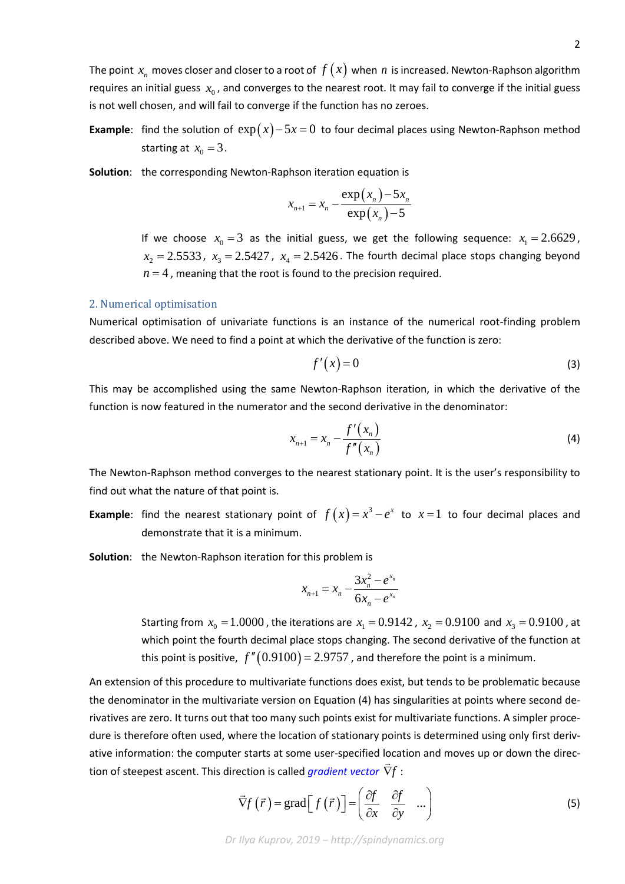The point $x_n$ moves closer and closer to a root of $f(x)$ when $n$ is increased. Newton-Raphson algorithm requires an initial guess $x_0$, and converges to the nearest root. It may fail to converge if the initial guess is not well chosen, and will fail to converge if the function has no zeroes.

**Example**: find the solution of $\exp(x)-5x=0$ to four decimal places using Newton-Raphson method starting at $x_0=3$.

**Solution**: the corresponding Newton-Raphson iteration equation is

$$x_{n+1}=x_n-\frac{\exp(x_n)-5x_n}{\exp(x_n)-5}$$

If we choose $x_0=3$ as the initial guess, we get the following sequence: $x_1=2.6629$, $x_2=2.5533$, $x_3=2.5427$, $x_4=2.5426$. The fourth decimal place stops changing beyond $n=4$, meaning that the root is found to the precision required.

## 2. Numerical optimisation

Numerical optimisation of univariate functions is an instance of the numerical root-finding problem described above. We need to find a point at which the derivative of the function is zero:

$$f'(x)=0 \tag{3}$$

This may be accomplished using the same Newton-Raphson iteration, in which the derivative of the function is now featured in the numerator and the second derivative in the denominator:

$$x_{n+1}=x_n-\frac{f'(x_n)}{f''(x_n)} \tag{4}$$

The Newton-Raphson method converges to the nearest stationary point. It is the user's responsibility to find out what the nature of that point is.

**Example**: find the nearest stationary point of $f(x)=x^3-e^x$ to $x=1$ to four decimal places and demonstrate that it is a minimum.

**Solution**: the Newton-Raphson iteration for this problem is

$$x_{n+1}=x_n-\frac{3x_n^2-e^{x_n}}{6x_n-e^{x_n}}$$

Starting from $x_0=1.0000$, the iterations are $x_1=0.9142$, $x_2=0.9100$ and $x_3=0.9100$, at which point the fourth decimal place stops changing. The second derivative of the function at this point is positive, $f''(0.9100)=2.9757$, and therefore the point is a minimum.

An extension of this procedure to multivariate functions does exist, but tends to be problematic because the denominator in the multivariate version on Equation (4) has singularities at points where second derivatives are zero. It turns out that too many such points exist for multivariate functions. A simpler procedure is therefore often used, where the location of stationary points is determined using only first derivative information: the computer starts at some user-specified location and moves up or down the direction of steepest ascent. This direction is called *gradient vector* $\vec{\nabla}f$ :

$$\vec{\nabla}f(\vec{r})=\operatorname{grad}\left[f(\vec{r})\right]=\begin{pmatrix}\dfrac{\partial f}{\partial x} & \dfrac{\partial f}{\partial y} & \dots\end{pmatrix} \tag{5}$$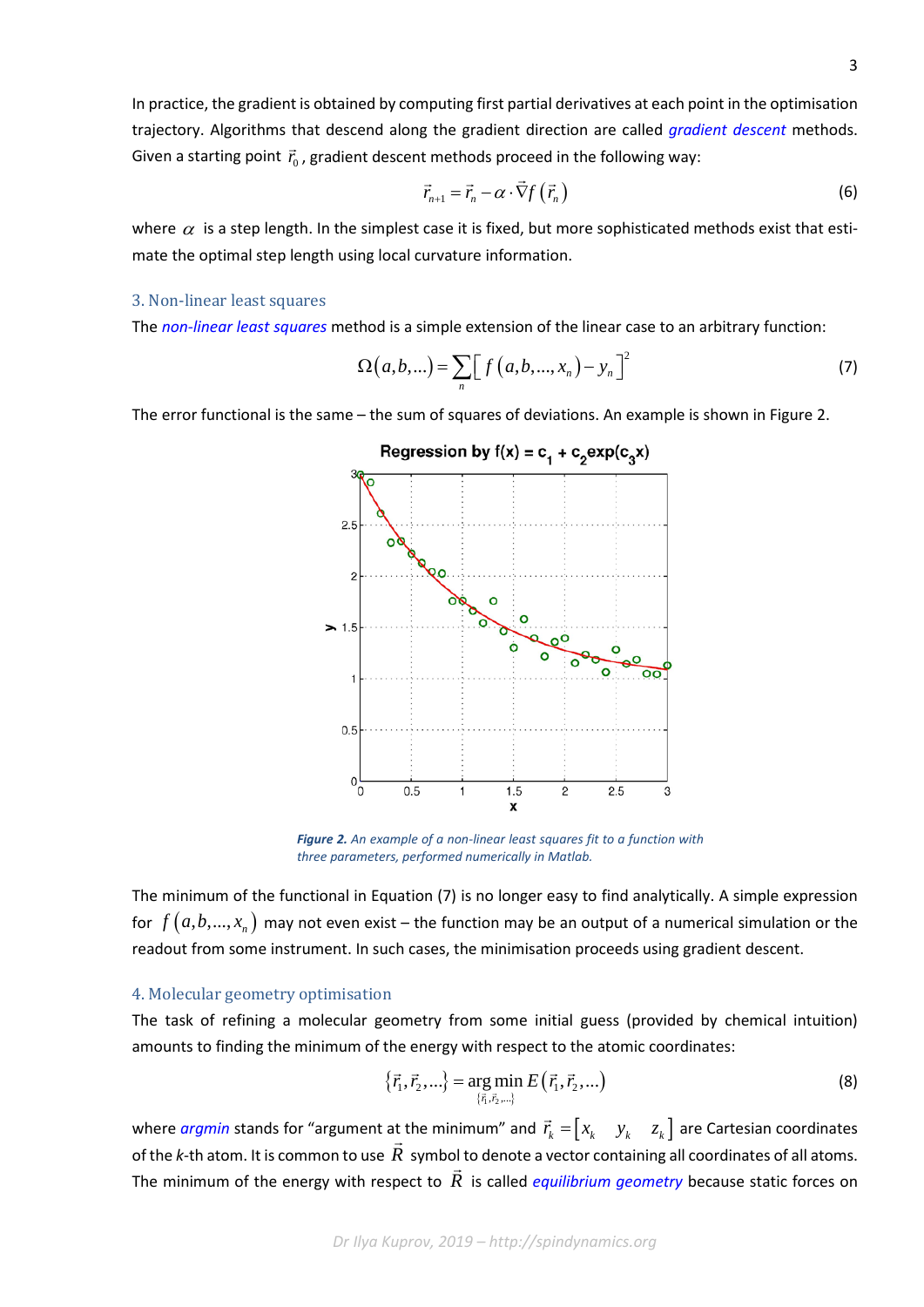In practice, the gradient is obtained by computing first partial derivatives at each point in the optimisation trajectory. Algorithms that descend along the gradient direction are called *gradient descent* methods. Given a starting point $\vec{r}_0$, gradient descent methods proceed in the following way:

$$\vec{r}_{n+1} = \vec{r}_n - \alpha \cdot \vec{\nabla} f\left(\vec{r}_n\right) \tag{6}$$

where $\alpha$ is a step length. In the simplest case it is fixed, but more sophisticated methods exist that estimate the optimal step length using local curvature information.

## 3. Non-linear least squares

The *non-linear least squares* method is a simple extension of the linear case to an arbitrary function:

$$\Omega(a,b,...) = \sum_n \left[ f\left(a,b,...,x_n\right) - y_n \right]^2 \tag{7}$$

The error functional is the same – the sum of squares of deviations. An example is shown in Figure 2.

***Figure 2.*** *An example of a non-linear least squares fit to a function with three parameters, performed numerically in Matlab.*

The minimum of the functional in Equation (7) is no longer easy to find analytically. A simple expression for $f\left(a,b,...,x_n\right)$ may not even exist – the function may be an output of a numerical simulation or the readout from some instrument. In such cases, the minimisation proceeds using gradient descent.

## 4. Molecular geometry optimisation

The task of refining a molecular geometry from some initial guess (provided by chemical intuition) amounts to finding the minimum of the energy with respect to the atomic coordinates:

$$\left\{\vec{r}_1, \vec{r}_2, ...\right\} = \underset{\{\vec{r}_1, \vec{r}_2, ...\}}{\arg\min}\, E\left(\vec{r}_1, \vec{r}_2, ...\right) \tag{8}$$

where *argmin* stands for "argument at the minimum" and $\vec{r}_k = \begin{bmatrix} x_k & y_k & z_k \end{bmatrix}$ are Cartesian coordinates of the *k*-th atom. It is common to use $\vec{R}$ symbol to denote a vector containing all coordinates of all atoms. The minimum of the energy with respect to $\vec{R}$ is called *equilibrium geometry* because static forces on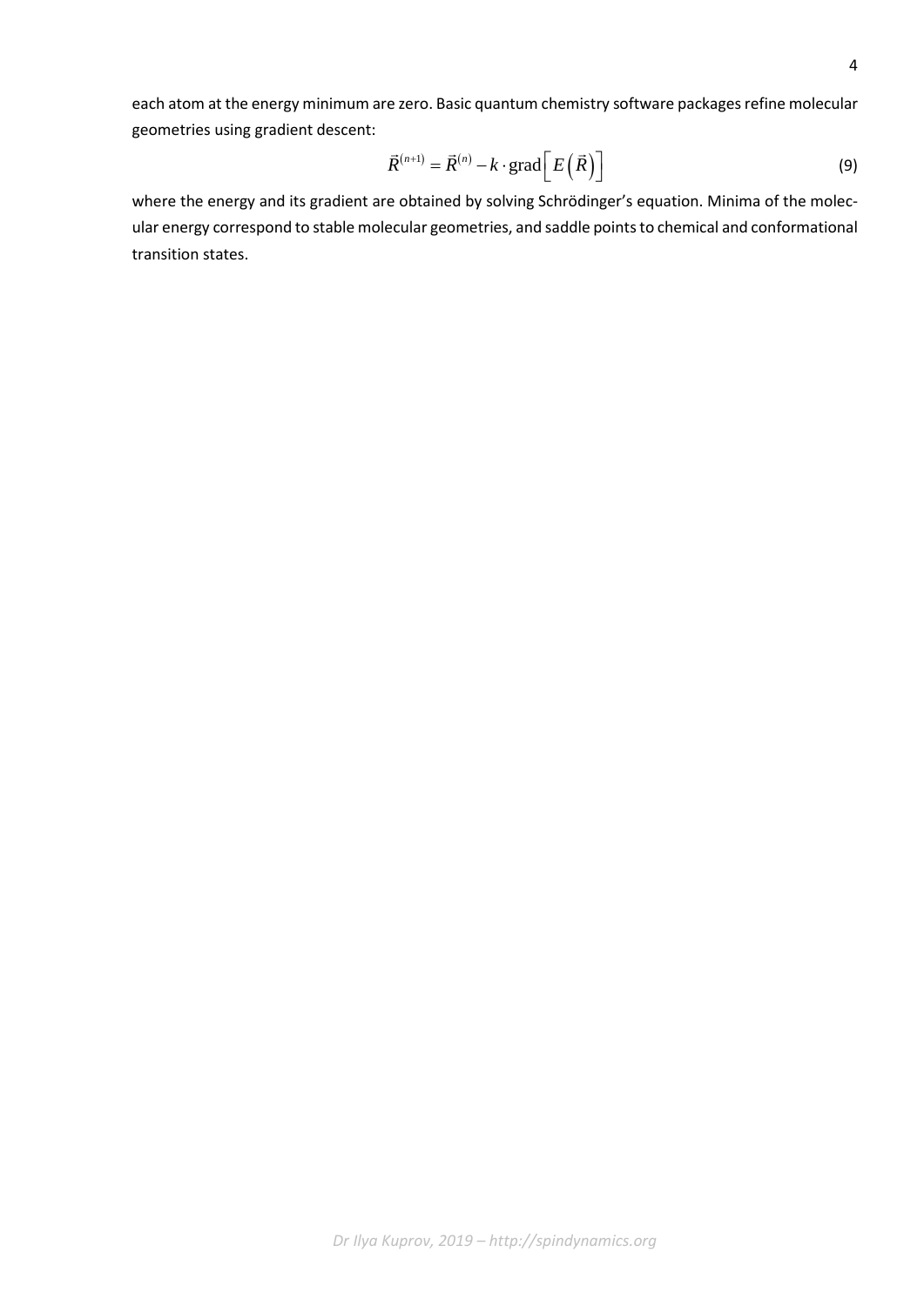each atom at the energy minimum are zero. Basic quantum chemistry software packages refine molecular geometries using gradient descent:

$$\vec{R}^{(n+1)} = \vec{R}^{(n)} - k \cdot \mathrm{grad}\left[ E\left(\vec{R}\right) \right] \tag{9}$$

where the energy and its gradient are obtained by solving Schrödinger's equation. Minima of the molecular energy correspond to stable molecular geometries, and saddle points to chemical and conformational transition states.